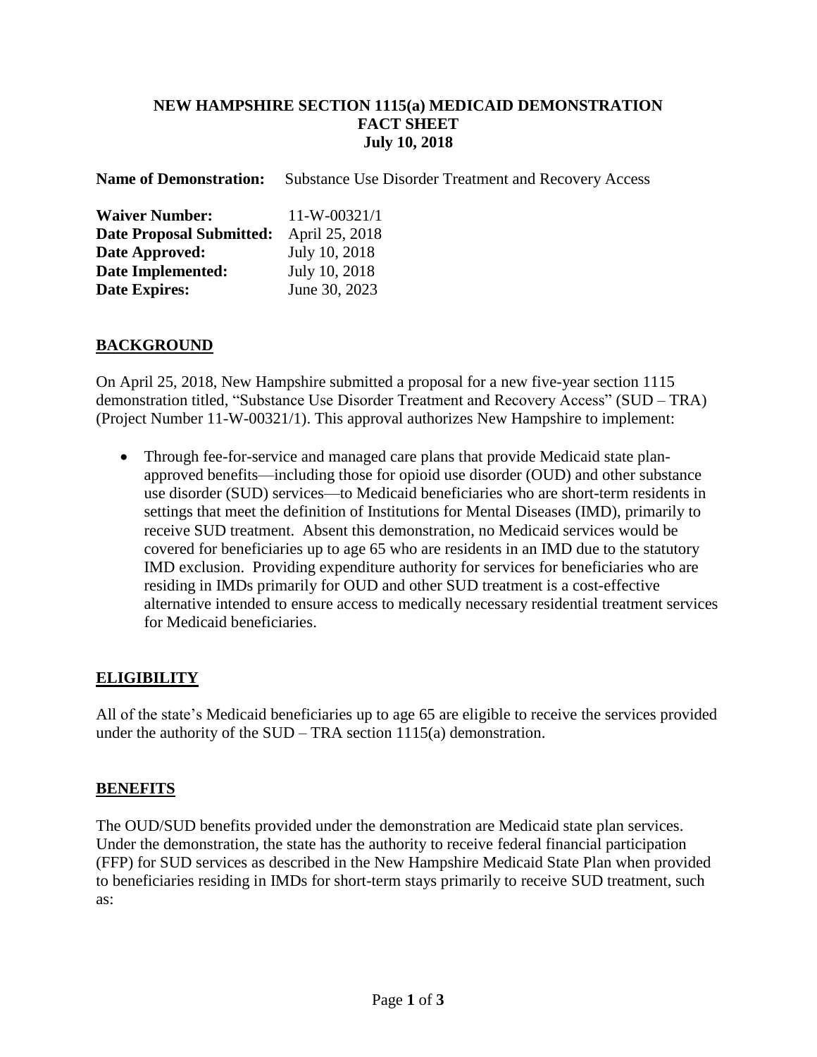**NEW HAMPSHIRE SECTION 1115(a) MEDICAID DEMONSTRATION**
**FACT SHEET**
**July 10, 2018**

**Name of Demonstration:** Substance Use Disorder Treatment and Recovery Access

**Waiver Number:** 11-W-00321/1
**Date Proposal Submitted:** April 25, 2018
**Date Approved:** July 10, 2018
**Date Implemented:** July 10, 2018
**Date Expires:** June 30, 2023

## BACKGROUND

On April 25, 2018, New Hampshire submitted a proposal for a new five-year section 1115 demonstration titled, "Substance Use Disorder Treatment and Recovery Access" (SUD – TRA) (Project Number 11-W-00321/1). This approval authorizes New Hampshire to implement:

- Through fee-for-service and managed care plans that provide Medicaid state plan-approved benefits—including those for opioid use disorder (OUD) and other substance use disorder (SUD) services—to Medicaid beneficiaries who are short-term residents in settings that meet the definition of Institutions for Mental Diseases (IMD), primarily to receive SUD treatment. Absent this demonstration, no Medicaid services would be covered for beneficiaries up to age 65 who are residents in an IMD due to the statutory IMD exclusion. Providing expenditure authority for services for beneficiaries who are residing in IMDs primarily for OUD and other SUD treatment is a cost-effective alternative intended to ensure access to medically necessary residential treatment services for Medicaid beneficiaries.

## ELIGIBILITY

All of the state's Medicaid beneficiaries up to age 65 are eligible to receive the services provided under the authority of the SUD – TRA section 1115(a) demonstration.

## BENEFITS

The OUD/SUD benefits provided under the demonstration are Medicaid state plan services. Under the demonstration, the state has the authority to receive federal financial participation (FFP) for SUD services as described in the New Hampshire Medicaid State Plan when provided to beneficiaries residing in IMDs for short-term stays primarily to receive SUD treatment, such as: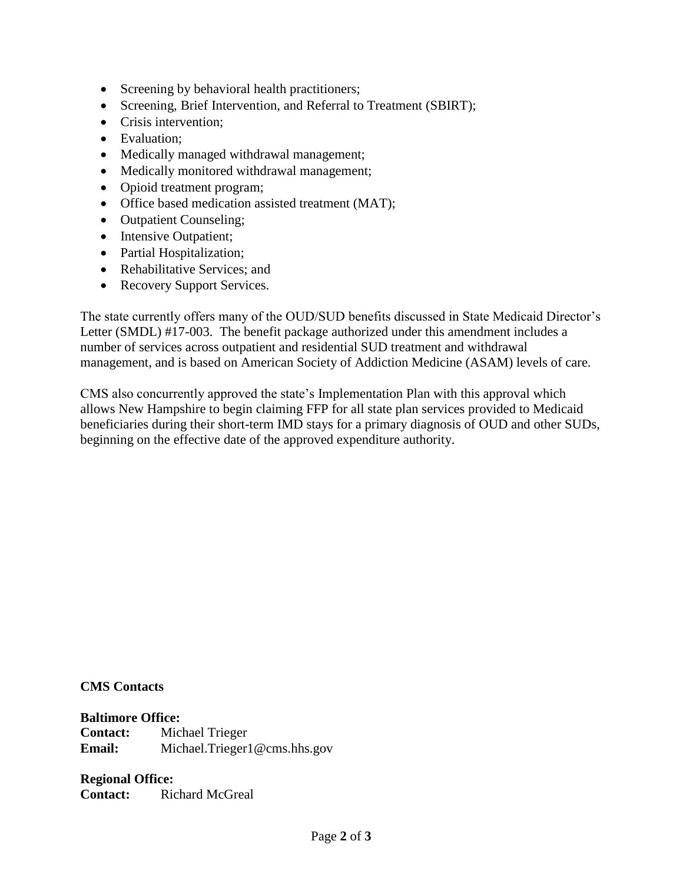- Screening by behavioral health practitioners;
- Screening, Brief Intervention, and Referral to Treatment (SBIRT);
- Crisis intervention;
- Evaluation;
- Medically managed withdrawal management;
- Medically monitored withdrawal management;
- Opioid treatment program;
- Office based medication assisted treatment (MAT);
- Outpatient Counseling;
- Intensive Outpatient;
- Partial Hospitalization;
- Rehabilitative Services; and
- Recovery Support Services.

The state currently offers many of the OUD/SUD benefits discussed in State Medicaid Director's Letter (SMDL) #17-003. The benefit package authorized under this amendment includes a number of services across outpatient and residential SUD treatment and withdrawal management, and is based on American Society of Addiction Medicine (ASAM) levels of care.

CMS also concurrently approved the state's Implementation Plan with this approval which allows New Hampshire to begin claiming FFP for all state plan services provided to Medicaid beneficiaries during their short-term IMD stays for a primary diagnosis of OUD and other SUDs, beginning on the effective date of the approved expenditure authority.

**CMS Contacts**

**Baltimore Office:**
**Contact:** Michael Trieger
**Email:** Michael.Trieger1@cms.hhs.gov

**Regional Office:**
**Contact:** Richard McGreal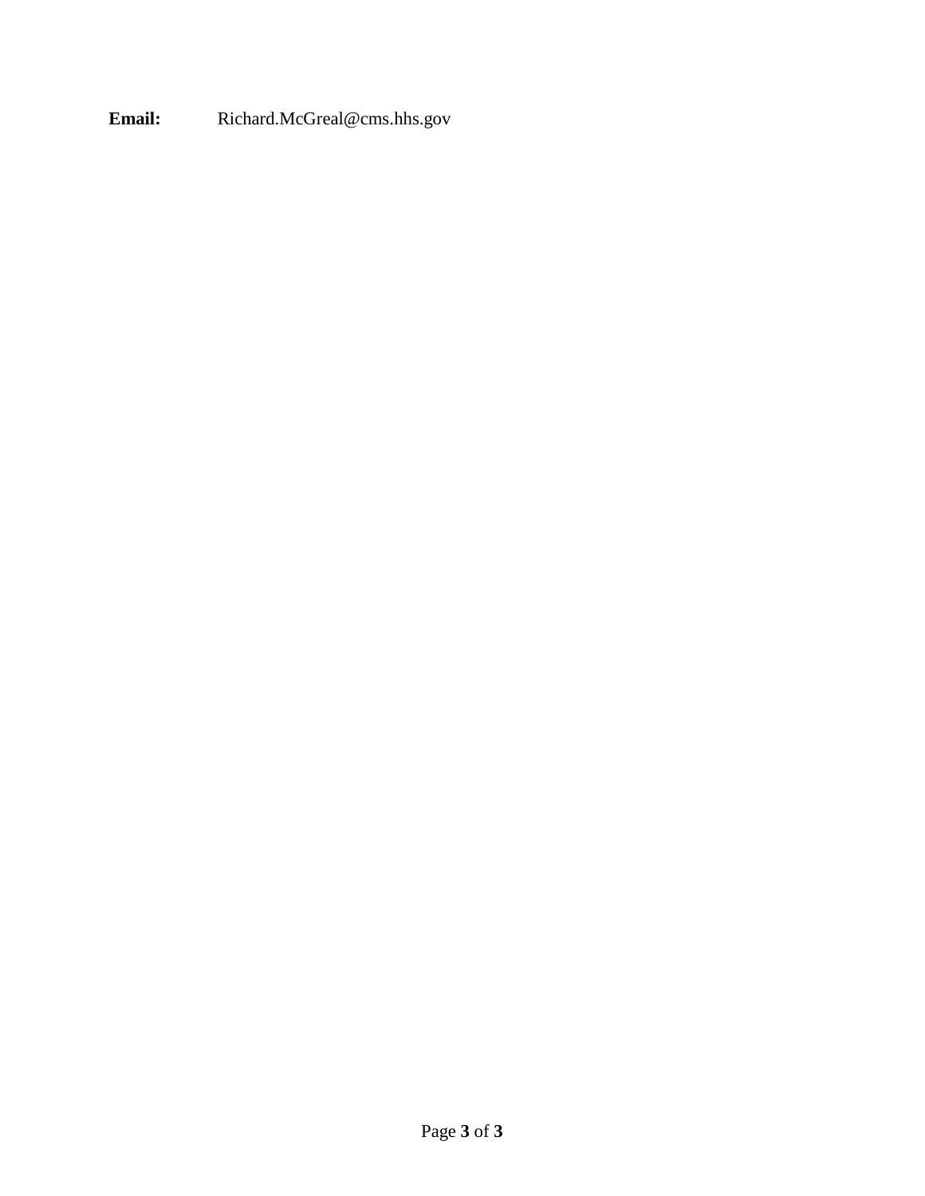**Email:** Richard.McGreal@cms.hhs.gov